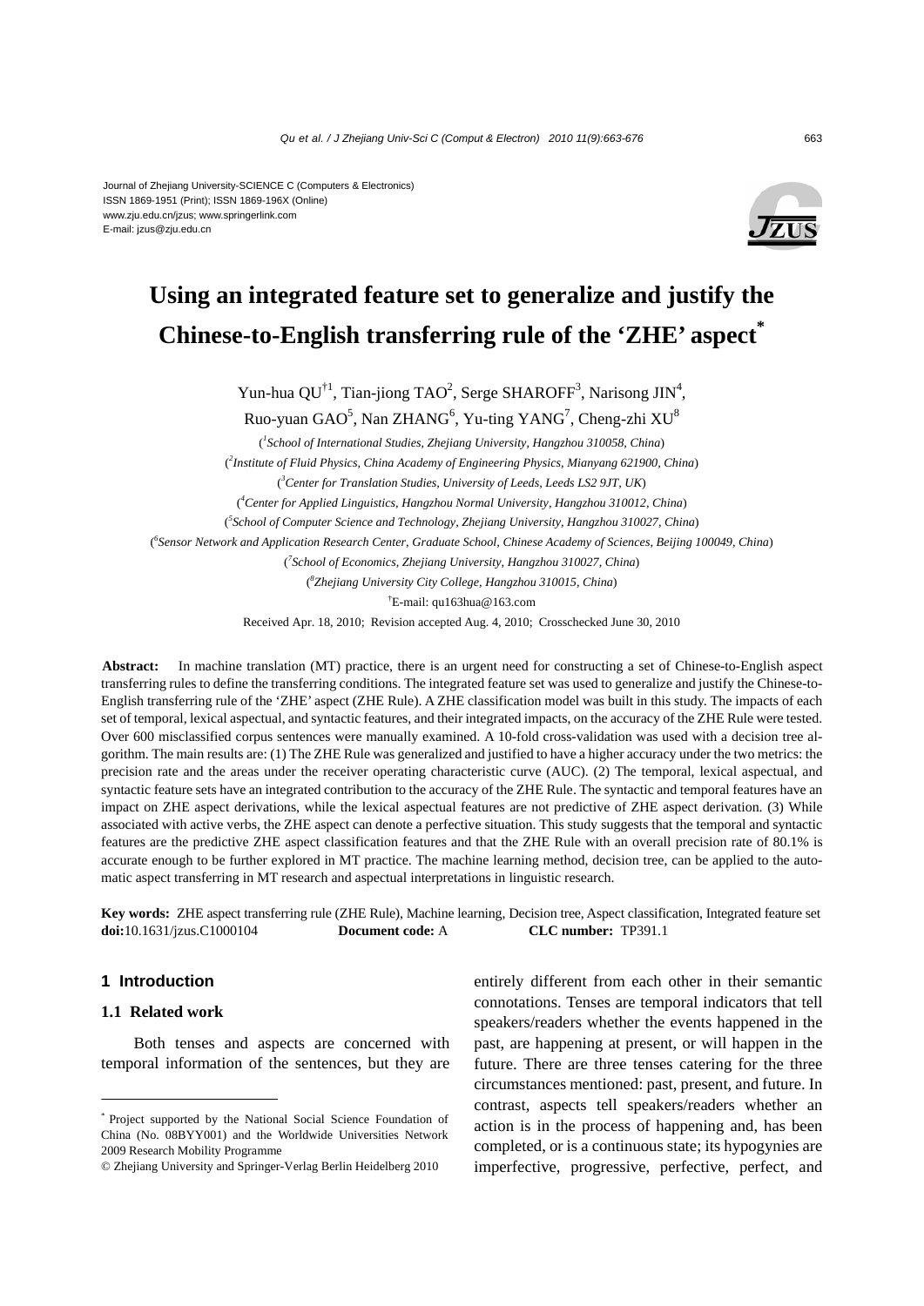Journal of Zhejiang University-SCIENCE C (Computers & Electronics)
ISSN 1869-1951 (Print); ISSN 1869-196X (Online)
www.zju.edu.cn/jzus; www.springerlink.com
E-mail: jzus@zju.edu.cn

# Using an integrated feature set to generalize and justify the Chinese-to-English transferring rule of the 'ZHE' aspect*

Yun-hua QU†1, Tian-jiong TAO[2], Serge SHAROFF[3], Narisong JIN[4], Ruo-yuan GAO[5], Nan ZHANG[6], Yu-ting YANG[7], Cheng-zhi XU[8]

([1]*School of International Studies, Zhejiang University, Hangzhou 310058, China*)

([2]*Institute of Fluid Physics, China Academy of Engineering Physics, Mianyang 621900, China*)

([3]*Center for Translation Studies, University of Leeds, Leeds LS2 9JT, UK*)

([4]*Center for Applied Linguistics, Hangzhou Normal University, Hangzhou 310012, China*)

([5]*School of Computer Science and Technology, Zhejiang University, Hangzhou 310027, China*)

([6]*Sensor Network and Application Research Center, Graduate School, Chinese Academy of Sciences, Beijing 100049, China*)

([7]*School of Economics, Zhejiang University, Hangzhou 310027, China*)

([8]*Zhejiang University City College, Hangzhou 310015, China*)

†E-mail: qu163hua@163.com

Received Apr. 18, 2010; Revision accepted Aug. 4, 2010; Crosschecked June 30, 2010

**Abstract:** In machine translation (MT) practice, there is an urgent need for constructing a set of Chinese-to-English aspect transferring rules to define the transferring conditions. The integrated feature set was used to generalize and justify the Chinese-to-English transferring rule of the 'ZHE' aspect (ZHE Rule). A ZHE classification model was built in this study. The impacts of each set of temporal, lexical aspectual, and syntactic features, and their integrated impacts, on the accuracy of the ZHE Rule were tested. Over 600 misclassified corpus sentences were manually examined. A 10-fold cross-validation was used with a decision tree algorithm. The main results are: (1) The ZHE Rule was generalized and justified to have a higher accuracy under the two metrics: the precision rate and the areas under the receiver operating characteristic curve (AUC). (2) The temporal, lexical aspectual, and syntactic feature sets have an integrated contribution to the accuracy of the ZHE Rule. The syntactic and temporal features have an impact on ZHE aspect derivations, while the lexical aspectual features are not predictive of ZHE aspect derivation. (3) While associated with active verbs, the ZHE aspect can denote a perfective situation. This study suggests that the temporal and syntactic features are the predictive ZHE aspect classification features and that the ZHE Rule with an overall precision rate of 80.1% is accurate enough to be further explored in MT practice. The machine learning method, decision tree, can be applied to the automatic aspect transferring in MT research and aspectual interpretations in linguistic research.

**Key words:** ZHE aspect transferring rule (ZHE Rule), Machine learning, Decision tree, Aspect classification, Integrated feature set
**doi:**10.1631/jzus.C1000104 **Document code:** A **CLC number:** TP391.1

## 1 Introduction

### 1.1 Related work

Both tenses and aspects are concerned with temporal information of the sentences, but they are entirely different from each other in their semantic connotations. Tenses are temporal indicators that tell speakers/readers whether the events happened in the past, are happening at present, or will happen in the future. There are three tenses catering for the three circumstances mentioned: past, present, and future. In contrast, aspects tell speakers/readers whether an action is in the process of happening and, has been completed, or is a continuous state; its hypogynies are imperfective, progressive, perfective, perfect, and

---

* Project supported by the National Social Science Foundation of China (No. 08BYY001) and the Worldwide Universities Network 2009 Research Mobility Programme

© Zhejiang University and Springer-Verlag Berlin Heidelberg 2010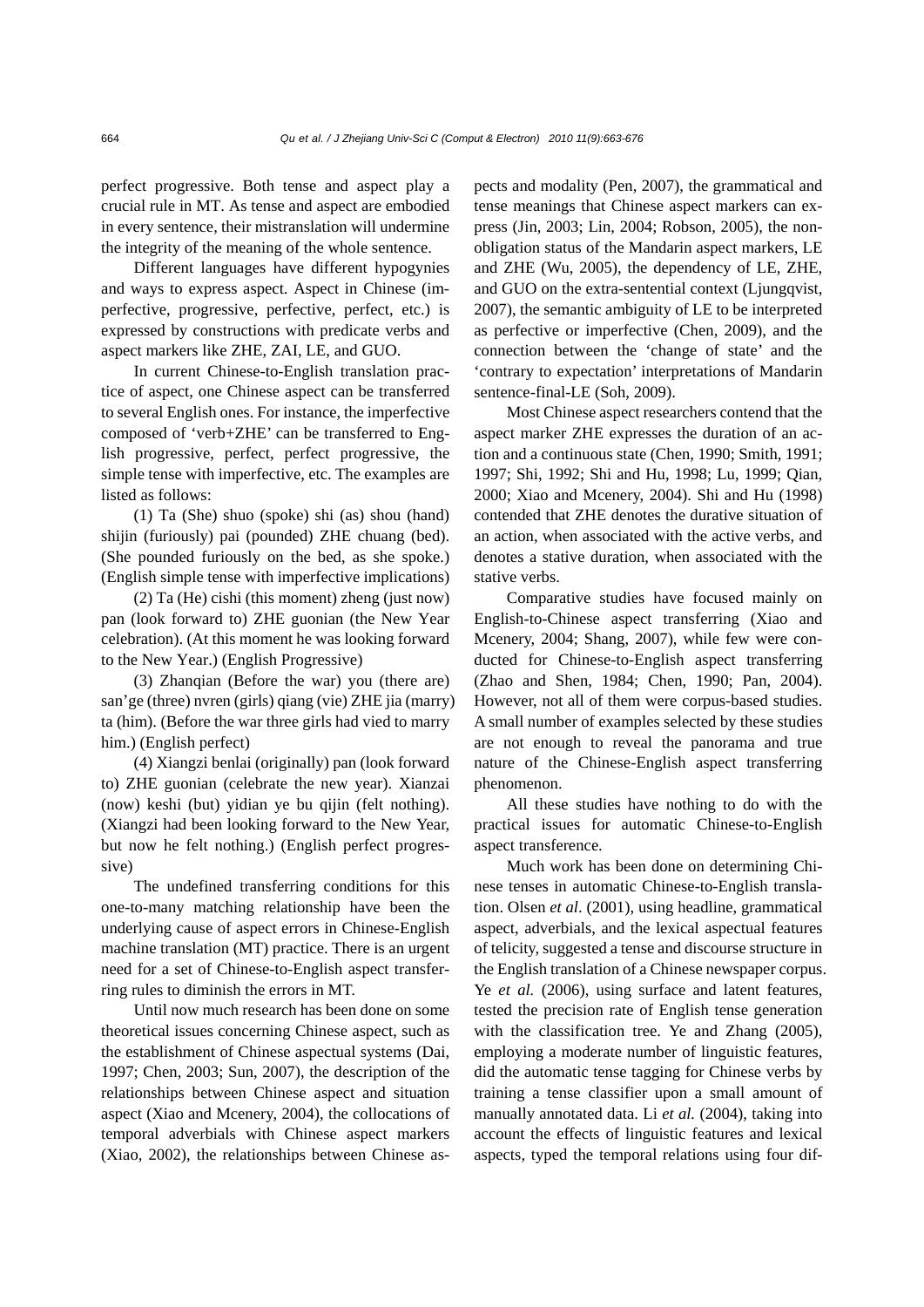perfect progressive. Both tense and aspect play a crucial rule in MT. As tense and aspect are embodied in every sentence, their mistranslation will undermine the integrity of the meaning of the whole sentence.

Different languages have different hypogynies and ways to express aspect. Aspect in Chinese (imperfective, progressive, perfective, perfect, etc.) is expressed by constructions with predicate verbs and aspect markers like ZHE, ZAI, LE, and GUO.

In current Chinese-to-English translation practice of aspect, one Chinese aspect can be transferred to several English ones. For instance, the imperfective composed of 'verb+ZHE' can be transferred to English progressive, perfect, perfect progressive, the simple tense with imperfective, etc. The examples are listed as follows:

(1) Ta (She) shuo (spoke) shi (as) shou (hand) shijin (furiously) pai (pounded) ZHE chuang (bed). (She pounded furiously on the bed, as she spoke.) (English simple tense with imperfective implications)

(2) Ta (He) cishi (this moment) zheng (just now) pan (look forward to) ZHE guonian (the New Year celebration). (At this moment he was looking forward to the New Year.) (English Progressive)

(3) Zhanqian (Before the war) you (there are) san'ge (three) nvren (girls) qiang (vie) ZHE jia (marry) ta (him). (Before the war three girls had vied to marry him.) (English perfect)

(4) Xiangzi benlai (originally) pan (look forward to) ZHE guonian (celebrate the new year). Xianzai (now) keshi (but) yidian ye bu qijin (felt nothing). (Xiangzi had been looking forward to the New Year, but now he felt nothing.) (English perfect progressive)

The undefined transferring conditions for this one-to-many matching relationship have been the underlying cause of aspect errors in Chinese-English machine translation (MT) practice. There is an urgent need for a set of Chinese-to-English aspect transferring rules to diminish the errors in MT.

Until now much research has been done on some theoretical issues concerning Chinese aspect, such as the establishment of Chinese aspectual systems (Dai, 1997; Chen, 2003; Sun, 2007), the description of the relationships between Chinese aspect and situation aspect (Xiao and Mcenery, 2004), the collocations of temporal adverbials with Chinese aspect markers (Xiao, 2002), the relationships between Chinese aspects and modality (Pen, 2007), the grammatical and tense meanings that Chinese aspect markers can express (Jin, 2003; Lin, 2004; Robson, 2005), the non-obligation status of the Mandarin aspect markers, LE and ZHE (Wu, 2005), the dependency of LE, ZHE, and GUO on the extra-sentential context (Ljungqvist, 2007), the semantic ambiguity of LE to be interpreted as perfective or imperfective (Chen, 2009), and the connection between the 'change of state' and the 'contrary to expectation' interpretations of Mandarin sentence-final-LE (Soh, 2009).

Most Chinese aspect researchers contend that the aspect marker ZHE expresses the duration of an action and a continuous state (Chen, 1990; Smith, 1991; 1997; Shi, 1992; Shi and Hu, 1998; Lu, 1999; Qian, 2000; Xiao and Mcenery, 2004). Shi and Hu (1998) contended that ZHE denotes the durative situation of an action, when associated with the active verbs, and denotes a stative duration, when associated with the stative verbs.

Comparative studies have focused mainly on English-to-Chinese aspect transferring (Xiao and Mcenery, 2004; Shang, 2007), while few were conducted for Chinese-to-English aspect transferring (Zhao and Shen, 1984; Chen, 1990; Pan, 2004). However, not all of them were corpus-based studies. A small number of examples selected by these studies are not enough to reveal the panorama and true nature of the Chinese-English aspect transferring phenomenon.

All these studies have nothing to do with the practical issues for automatic Chinese-to-English aspect transference.

Much work has been done on determining Chinese tenses in automatic Chinese-to-English translation. Olsen *et al*. (2001), using headline, grammatical aspect, adverbials, and the lexical aspectual features of telicity, suggested a tense and discourse structure in the English translation of a Chinese newspaper corpus. Ye *et al.* (2006), using surface and latent features, tested the precision rate of English tense generation with the classification tree. Ye and Zhang (2005), employing a moderate number of linguistic features, did the automatic tense tagging for Chinese verbs by training a tense classifier upon a small amount of manually annotated data. Li *et al.* (2004), taking into account the effects of linguistic features and lexical aspects, typed the temporal relations using four dif-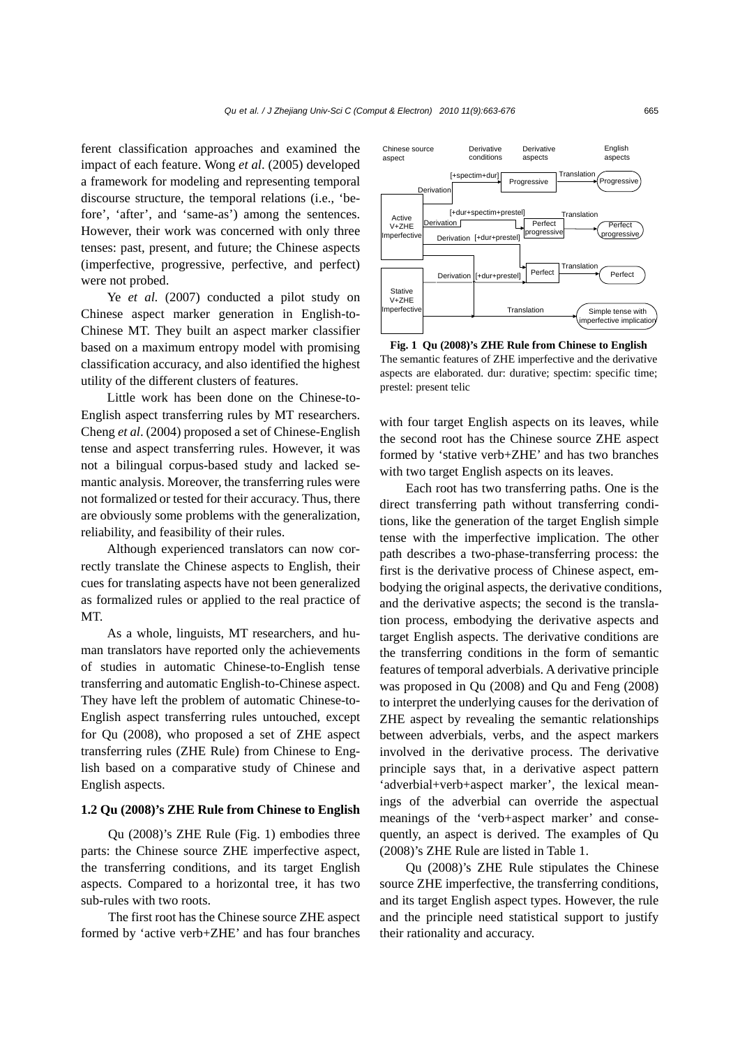ferent classification approaches and examined the impact of each feature. Wong *et al*. (2005) developed a framework for modeling and representing temporal discourse structure, the temporal relations (i.e., 'before', 'after', and 'same-as') among the sentences. However, their work was concerned with only three tenses: past, present, and future; the Chinese aspects (imperfective, progressive, perfective, and perfect) were not probed.

Ye *et al.* (2007) conducted a pilot study on Chinese aspect marker generation in English-to-Chinese MT. They built an aspect marker classifier based on a maximum entropy model with promising classification accuracy, and also identified the highest utility of the different clusters of features.

Little work has been done on the Chinese-to-English aspect transferring rules by MT researchers. Cheng *et al*. (2004) proposed a set of Chinese-English tense and aspect transferring rules. However, it was not a bilingual corpus-based study and lacked semantic analysis. Moreover, the transferring rules were not formalized or tested for their accuracy. Thus, there are obviously some problems with the generalization, reliability, and feasibility of their rules.

Although experienced translators can now correctly translate the Chinese aspects to English, their cues for translating aspects have not been generalized as formalized rules or applied to the real practice of MT.

As a whole, linguists, MT researchers, and human translators have reported only the achievements of studies in automatic Chinese-to-English tense transferring and automatic English-to-Chinese aspect. They have left the problem of automatic Chinese-to-English aspect transferring rules untouched, except for Qu (2008), who proposed a set of ZHE aspect transferring rules (ZHE Rule) from Chinese to English based on a comparative study of Chinese and English aspects.

### 1.2 Qu (2008)'s ZHE Rule from Chinese to English

Qu (2008)'s ZHE Rule (Fig. 1) embodies three parts: the Chinese source ZHE imperfective aspect, the transferring conditions, and its target English aspects. Compared to a horizontal tree, it has two sub-rules with two roots.

The first root has the Chinese source ZHE aspect formed by 'active verb+ZHE' and has four branches with four target English aspects on its leaves, while the second root has the Chinese source ZHE aspect formed by 'stative verb+ZHE' and has two branches with two target English aspects on its leaves.

**Fig. 1 Qu (2008)'s ZHE Rule from Chinese to English**

The semantic features of ZHE imperfective and the derivative aspects are elaborated. dur: durative; spectim: specific time; prestel: present telic

Each root has two transferring paths. One is the direct transferring path without transferring conditions, like the generation of the target English simple tense with the imperfective implication. The other path describes a two-phase-transferring process: the first is the derivative process of Chinese aspect, embodying the original aspects, the derivative conditions, and the derivative aspects; the second is the translation process, embodying the derivative aspects and target English aspects. The derivative conditions are the transferring conditions in the form of semantic features of temporal adverbials. A derivative principle was proposed in Qu (2008) and Qu and Feng (2008) to interpret the underlying causes for the derivation of ZHE aspect by revealing the semantic relationships between adverbials, verbs, and the aspect markers involved in the derivative process. The derivative principle says that, in a derivative aspect pattern 'adverbial+verb+aspect marker', the lexical meanings of the adverbial can override the aspectual meanings of the 'verb+aspect marker' and consequently, an aspect is derived. The examples of Qu (2008)'s ZHE Rule are listed in Table 1.

Qu (2008)'s ZHE Rule stipulates the Chinese source ZHE imperfective, the transferring conditions, and its target English aspect types. However, the rule and the principle need statistical support to justify their rationality and accuracy.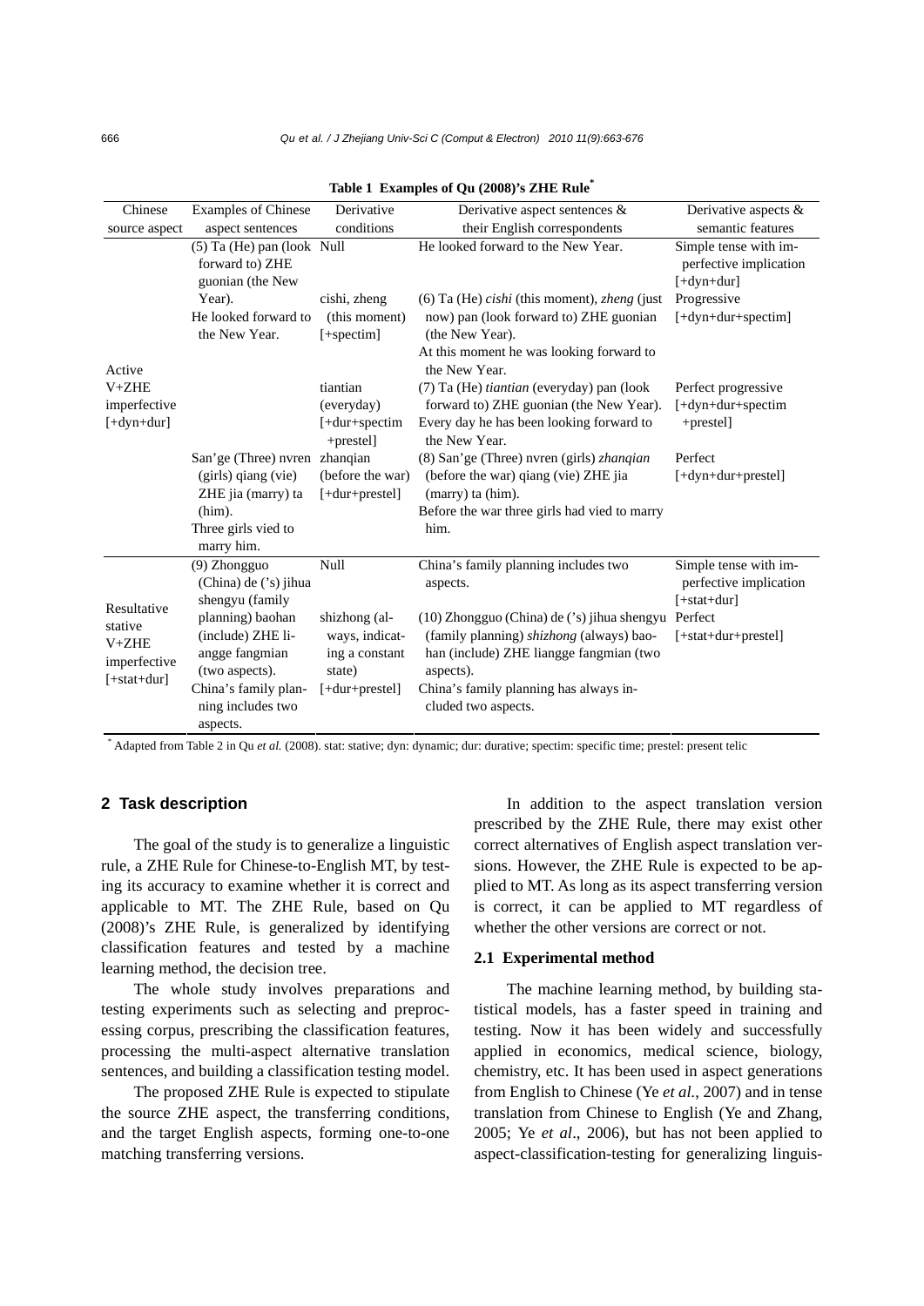**Table 1 Examples of Qu (2008)'s ZHE Rule***

| Chinese source aspect | Examples of Chinese aspect sentences | Derivative conditions | Derivative aspect sentences & their English correspondents | Derivative aspects & semantic features |
|---|---|---|---|---|
| Active V+ZHE imperfective [+dyn+dur] | (5) Ta (He) pan (look forward to) ZHE guonian (the New Year). He looked forward to the New Year. | Null | He looked forward to the New Year. | Simple tense with imperfective implication [+dyn+dur] |
| | | cishi, zheng (this moment) [+spectim] | (6) Ta (He) *cishi* (this moment), *zheng* (just now) pan (look forward to) ZHE guonian (the New Year). At this moment he was looking forward to the New Year. | Progressive [+dyn+dur+spectim] |
| | | tiantian (everyday) [+dur+spectim +prestel] | (7) Ta (He) *tiantian* (everyday) pan (look forward to) ZHE guonian (the New Year). Every day he has been looking forward to the New Year. | Perfect progressive [+dyn+dur+spectim +prestel] |
| | San'ge (Three) nvren (girls) qiang (vie) ZHE jia (marry) ta (him). Three girls vied to marry him. | zhanqian (before the war) [+dur+prestel] | (8) San'ge (Three) nvren (girls) *zhanqian* (before the war) qiang (vie) ZHE jia (marry) ta (him). Before the war three girls had vied to marry him. | Perfect [+dyn+dur+prestel] |
| Resultative stative V+ZHE imperfective [+stat+dur] | (9) Zhongguo (China) de ('s) jihua shengyu (family planning) baohan (include) ZHE liangge fangmian (two aspects). China's family planning includes two aspects. | Null | China's family planning includes two aspects. | Simple tense with imperfective implication [+stat+dur] |
| | | shizhong (always, indicating a constant state) [+dur+prestel] | (10) Zhongguo (China) de ('s) jihua shengyu (family planning) *shizhong* (always) baohan (include) ZHE liangge fangmian (two aspects). China's family planning has always included two aspects. | Perfect [+stat+dur+prestel] |

\* Adapted from Table 2 in Qu *et al.* (2008). stat: stative; dyn: dynamic; dur: durative; spectim: specific time; prestel: present telic

## 2 Task description

The goal of the study is to generalize a linguistic rule, a ZHE Rule for Chinese-to-English MT, by testing its accuracy to examine whether it is correct and applicable to MT. The ZHE Rule, based on Qu (2008)'s ZHE Rule, is generalized by identifying classification features and tested by a machine learning method, the decision tree.

The whole study involves preparations and testing experiments such as selecting and preprocessing corpus, prescribing the classification features, processing the multi-aspect alternative translation sentences, and building a classification testing model.

The proposed ZHE Rule is expected to stipulate the source ZHE aspect, the transferring conditions, and the target English aspects, forming one-to-one matching transferring versions.

In addition to the aspect translation version prescribed by the ZHE Rule, there may exist other correct alternatives of English aspect translation versions. However, the ZHE Rule is expected to be applied to MT. As long as its aspect transferring version is correct, it can be applied to MT regardless of whether the other versions are correct or not.

### 2.1 Experimental method

The machine learning method, by building statistical models, has a faster speed in training and testing. Now it has been widely and successfully applied in economics, medical science, biology, chemistry, etc. It has been used in aspect generations from English to Chinese (Ye *et al.*, 2007) and in tense translation from Chinese to English (Ye and Zhang, 2005; Ye *et al*., 2006), but has not been applied to aspect-classification-testing for generalizing linguis-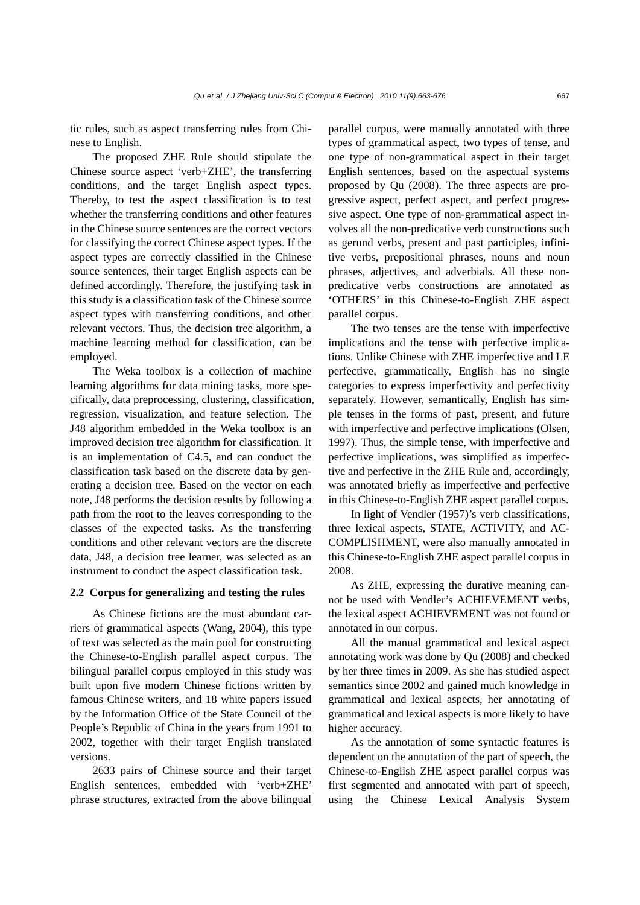tic rules, such as aspect transferring rules from Chinese to English.

The proposed ZHE Rule should stipulate the Chinese source aspect 'verb+ZHE', the transferring conditions, and the target English aspect types. Thereby, to test the aspect classification is to test whether the transferring conditions and other features in the Chinese source sentences are the correct vectors for classifying the correct Chinese aspect types. If the aspect types are correctly classified in the Chinese source sentences, their target English aspects can be defined accordingly. Therefore, the justifying task in this study is a classification task of the Chinese source aspect types with transferring conditions, and other relevant vectors. Thus, the decision tree algorithm, a machine learning method for classification, can be employed.

The Weka toolbox is a collection of machine learning algorithms for data mining tasks, more specifically, data preprocessing, clustering, classification, regression, visualization, and feature selection. The J48 algorithm embedded in the Weka toolbox is an improved decision tree algorithm for classification. It is an implementation of C4.5, and can conduct the classification task based on the discrete data by generating a decision tree. Based on the vector on each note, J48 performs the decision results by following a path from the root to the leaves corresponding to the classes of the expected tasks. As the transferring conditions and other relevant vectors are the discrete data, J48, a decision tree learner, was selected as an instrument to conduct the aspect classification task.

### 2.2 Corpus for generalizing and testing the rules

As Chinese fictions are the most abundant carriers of grammatical aspects (Wang, 2004), this type of text was selected as the main pool for constructing the Chinese-to-English parallel aspect corpus. The bilingual parallel corpus employed in this study was built upon five modern Chinese fictions written by famous Chinese writers, and 18 white papers issued by the Information Office of the State Council of the People's Republic of China in the years from 1991 to 2002, together with their target English translated versions.

2633 pairs of Chinese source and their target English sentences, embedded with 'verb+ZHE' phrase structures, extracted from the above bilingual parallel corpus, were manually annotated with three types of grammatical aspect, two types of tense, and one type of non-grammatical aspect in their target English sentences, based on the aspectual systems proposed by Qu (2008). The three aspects are progressive aspect, perfect aspect, and perfect progressive aspect. One type of non-grammatical aspect involves all the non-predicative verb constructions such as gerund verbs, present and past participles, infinitive verbs, prepositional phrases, nouns and noun phrases, adjectives, and adverbials. All these non-predicative verbs constructions are annotated as 'OTHERS' in this Chinese-to-English ZHE aspect parallel corpus.

The two tenses are the tense with imperfective implications and the tense with perfective implications. Unlike Chinese with ZHE imperfective and LE perfective, grammatically, English has no single categories to express imperfectivity and perfectivity separately. However, semantically, English has simple tenses in the forms of past, present, and future with imperfective and perfective implications (Olsen, 1997). Thus, the simple tense, with imperfective and perfective implications, was simplified as imperfective and perfective in the ZHE Rule and, accordingly, was annotated briefly as imperfective and perfective in this Chinese-to-English ZHE aspect parallel corpus.

In light of Vendler (1957)'s verb classifications, three lexical aspects, STATE, ACTIVITY, and ACCOMPLISHMENT, were also manually annotated in this Chinese-to-English ZHE aspect parallel corpus in 2008.

As ZHE, expressing the durative meaning cannot be used with Vendler's ACHIEVEMENT verbs, the lexical aspect ACHIEVEMENT was not found or annotated in our corpus.

All the manual grammatical and lexical aspect annotating work was done by Qu (2008) and checked by her three times in 2009. As she has studied aspect semantics since 2002 and gained much knowledge in grammatical and lexical aspects, her annotating of grammatical and lexical aspects is more likely to have higher accuracy.

As the annotation of some syntactic features is dependent on the annotation of the part of speech, the Chinese-to-English ZHE aspect parallel corpus was first segmented and annotated with part of speech, using the Chinese Lexical Analysis System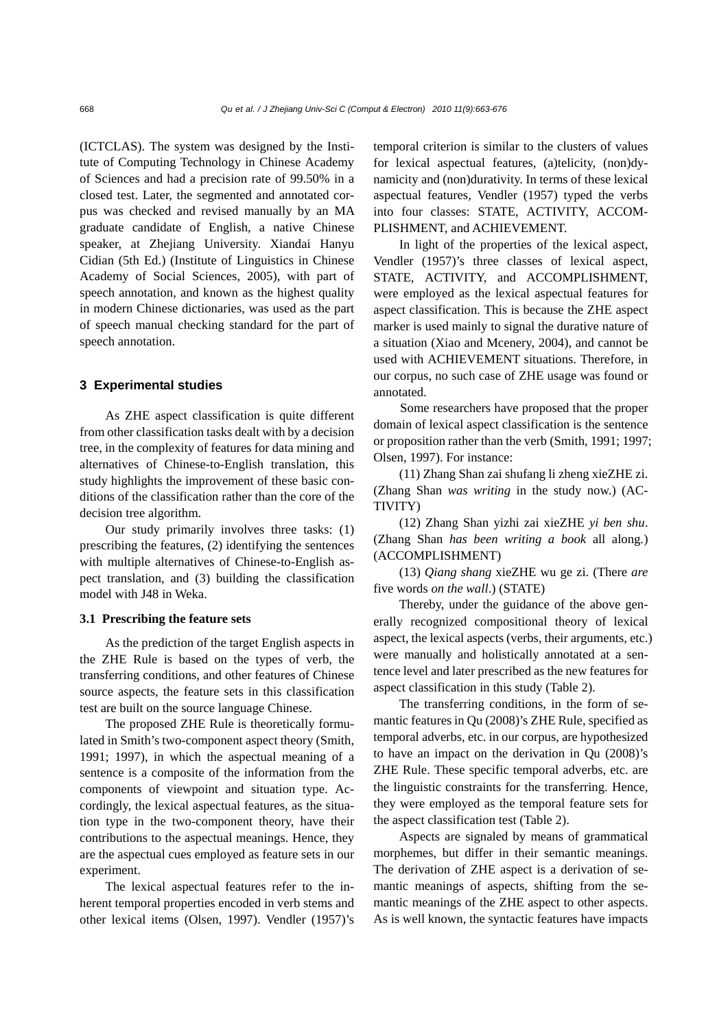(ICTCLAS). The system was designed by the Institute of Computing Technology in Chinese Academy of Sciences and had a precision rate of 99.50% in a closed test. Later, the segmented and annotated corpus was checked and revised manually by an MA graduate candidate of English, a native Chinese speaker, at Zhejiang University. Xiandai Hanyu Cidian (5th Ed.) (Institute of Linguistics in Chinese Academy of Social Sciences, 2005), with part of speech annotation, and known as the highest quality in modern Chinese dictionaries, was used as the part of speech manual checking standard for the part of speech annotation.

## 3 Experimental studies

As ZHE aspect classification is quite different from other classification tasks dealt with by a decision tree, in the complexity of features for data mining and alternatives of Chinese-to-English translation, this study highlights the improvement of these basic conditions of the classification rather than the core of the decision tree algorithm.

Our study primarily involves three tasks: (1) prescribing the features, (2) identifying the sentences with multiple alternatives of Chinese-to-English aspect translation, and (3) building the classification model with J48 in Weka.

### 3.1 Prescribing the feature sets

As the prediction of the target English aspects in the ZHE Rule is based on the types of verb, the transferring conditions, and other features of Chinese source aspects, the feature sets in this classification test are built on the source language Chinese.

The proposed ZHE Rule is theoretically formulated in Smith's two-component aspect theory (Smith, 1991; 1997), in which the aspectual meaning of a sentence is a composite of the information from the components of viewpoint and situation type. Accordingly, the lexical aspectual features, as the situation type in the two-component theory, have their contributions to the aspectual meanings. Hence, they are the aspectual cues employed as feature sets in our experiment.

The lexical aspectual features refer to the inherent temporal properties encoded in verb stems and other lexical items (Olsen, 1997). Vendler (1957)'s temporal criterion is similar to the clusters of values for lexical aspectual features, (a)telicity, (non)dynamicity and (non)durativity. In terms of these lexical aspectual features, Vendler (1957) typed the verbs into four classes: STATE, ACTIVITY, ACCOMPLISHMENT, and ACHIEVEMENT.

In light of the properties of the lexical aspect, Vendler (1957)'s three classes of lexical aspect, STATE, ACTIVITY, and ACCOMPLISHMENT, were employed as the lexical aspectual features for aspect classification. This is because the ZHE aspect marker is used mainly to signal the durative nature of a situation (Xiao and Mcenery, 2004), and cannot be used with ACHIEVEMENT situations. Therefore, in our corpus, no such case of ZHE usage was found or annotated.

Some researchers have proposed that the proper domain of lexical aspect classification is the sentence or proposition rather than the verb (Smith, 1991; 1997; Olsen, 1997). For instance:

(11) Zhang Shan zai shufang li zheng xieZHE zi. (Zhang Shan *was writing* in the study now.) (ACTIVITY)

(12) Zhang Shan yizhi zai xieZHE *yi ben shu*. (Zhang Shan *has been writing a book* all along.) (ACCOMPLISHMENT)

(13) *Qiang shang* xieZHE wu ge zi. (There *are* five words *on the wall*.) (STATE)

Thereby, under the guidance of the above generally recognized compositional theory of lexical aspect, the lexical aspects (verbs, their arguments, etc.) were manually and holistically annotated at a sentence level and later prescribed as the new features for aspect classification in this study (Table 2).

The transferring conditions, in the form of semantic features in Qu (2008)'s ZHE Rule, specified as temporal adverbs, etc. in our corpus, are hypothesized to have an impact on the derivation in Qu (2008)'s ZHE Rule. These specific temporal adverbs, etc. are the linguistic constraints for the transferring. Hence, they were employed as the temporal feature sets for the aspect classification test (Table 2).

Aspects are signaled by means of grammatical morphemes, but differ in their semantic meanings. The derivation of ZHE aspect is a derivation of semantic meanings of aspects, shifting from the semantic meanings of the ZHE aspect to other aspects. As is well known, the syntactic features have impacts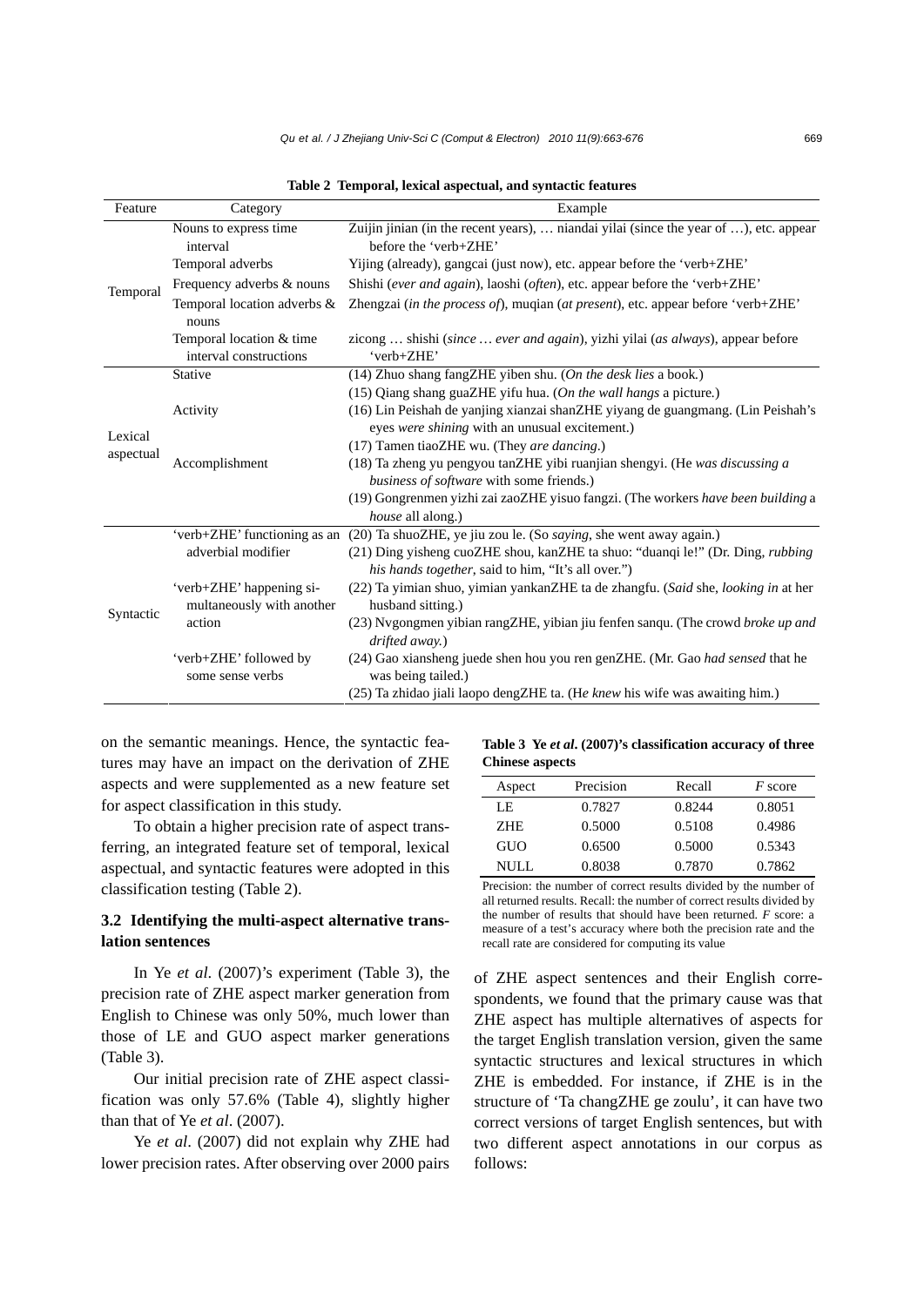**Table 2 Temporal, lexical aspectual, and syntactic features**

| Feature | Category | Example |
|---|---|---|
| Temporal | Nouns to express time interval | Zuijin jinian (in the recent years), … niandai yilai (since the year of …), etc. appear before the 'verb+ZHE' |
| | Temporal adverbs | Yijing (already), gangcai (just now), etc. appear before the 'verb+ZHE' |
| | Frequency adverbs & nouns | Shishi (*ever and again*), laoshi (*often*), etc. appear before the 'verb+ZHE' |
| | Temporal location adverbs & nouns | Zhengzai (*in the process of*), muqian (*at present*), etc. appear before 'verb+ZHE' |
| | Temporal location & time interval constructions | zicong … shishi (*since … ever and again*), yizhi yilai (*as always*), appear before 'verb+ZHE' |
| Lexical aspectual | Stative | (14) Zhuo shang fangZHE yiben shu. (*On the desk lies* a book.) |
| | | (15) Qiang shang guaZHE yifu hua. (*On the wall hangs* a picture.) |
| | Activity | (16) Lin Peishah de yanjing xianzai shanZHE yiyang de guangmang. (Lin Peishah's eyes *were shining* with an unusual excitement.) |
| | | (17) Tamen tiaoZHE wu. (They *are dancing*.) |
| | Accomplishment | (18) Ta zheng yu pengyou tanZHE yibi ruanjian shengyi. (He *was discussing a business of software* with some friends.) |
| | | (19) Gongrenmen yizhi zai zaoZHE yisuo fangzi. (The workers *have been building* a *house* all along.) |
| Syntactic | 'verb+ZHE' functioning as an adverbial modifier | (20) Ta shuoZHE, ye jiu zou le. (So *saying*, she went away again.) |
| | | (21) Ding yisheng cuoZHE shou, kanZHE ta shuo: "duanqi le!" (Dr. Ding, *rubbing his hands together*, said to him, "It's all over.") |
| | 'verb+ZHE' happening simultaneously with another action | (22) Ta yimian shuo, yimian yankanZHE ta de zhangfu. (*Said* she, *looking in* at her husband sitting.) |
| | | (23) Nvgongmen yibian rangZHE, yibian jiu fenfen sanqu. (The crowd *broke up and drifted away.*) |
| | 'verb+ZHE' followed by some sense verbs | (24) Gao xiansheng juede shen hou you ren genZHE. (Mr. Gao *had sensed* that he was being tailed.) |
| | | (25) Ta zhidao jiali laopo dengZHE ta. (H*e knew* his wife was awaiting him.) |

on the semantic meanings. Hence, the syntactic features may have an impact on the derivation of ZHE aspects and were supplemented as a new feature set for aspect classification in this study.

To obtain a higher precision rate of aspect transferring, an integrated feature set of temporal, lexical aspectual, and syntactic features were adopted in this classification testing (Table 2).

### 3.2 Identifying the multi-aspect alternative translation sentences

In Ye *et al*. (2007)'s experiment (Table 3), the precision rate of ZHE aspect marker generation from English to Chinese was only 50%, much lower than those of LE and GUO aspect marker generations (Table 3).

Our initial precision rate of ZHE aspect classification was only 57.6% (Table 4), slightly higher than that of Ye *et al*. (2007).

Ye *et al*. (2007) did not explain why ZHE had lower precision rates. After observing over 2000 pairs

**Table 3 Ye *et al*. (2007)'s classification accuracy of three Chinese aspects**

| Aspect | Precision | Recall | *F* score |
|---|---|---|---|
| LE | 0.7827 | 0.8244 | 0.8051 |
| ZHE | 0.5000 | 0.5108 | 0.4986 |
| GUO | 0.6500 | 0.5000 | 0.5343 |
| NULL | 0.8038 | 0.7870 | 0.7862 |

Precision: the number of correct results divided by the number of all returned results. Recall: the number of correct results divided by the number of results that should have been returned. *F* score: a measure of a test's accuracy where both the precision rate and the recall rate are considered for computing its value

of ZHE aspect sentences and their English correspondents, we found that the primary cause was that ZHE aspect has multiple alternatives of aspects for the target English translation version, given the same syntactic structures and lexical structures in which ZHE is embedded. For instance, if ZHE is in the structure of 'Ta changZHE ge zoulu', it can have two correct versions of target English sentences, but with two different aspect annotations in our corpus as follows: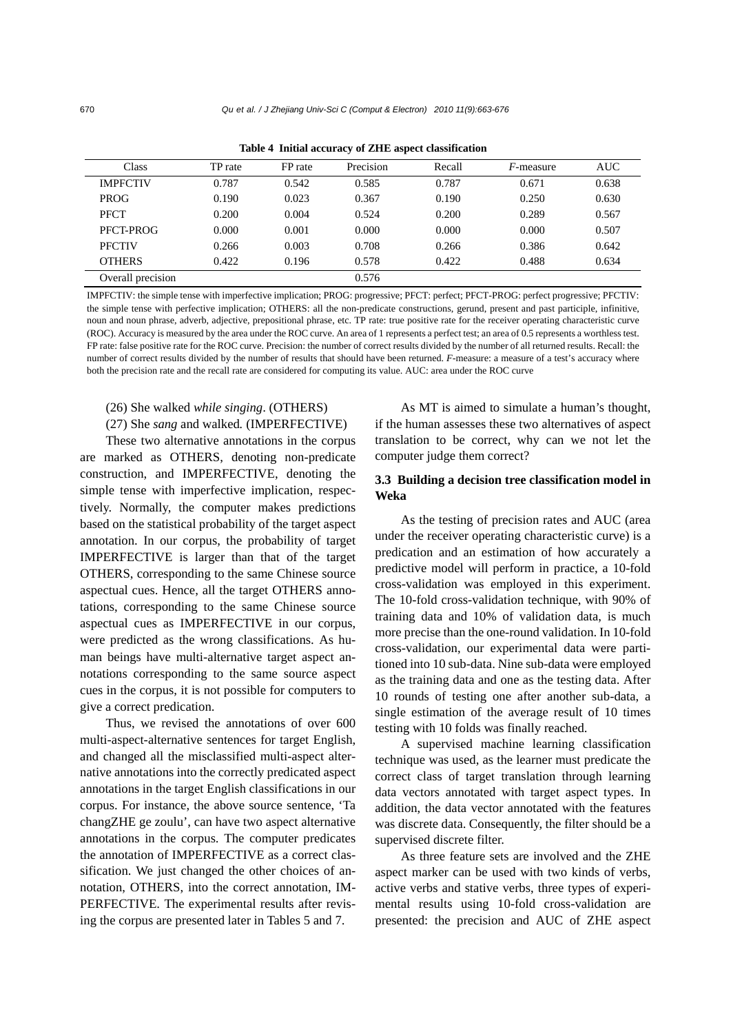**Table 4 Initial accuracy of ZHE aspect classification**

| Class | TP rate | FP rate | Precision | Recall | *F*-measure | AUC |
|---|---|---|---|---|---|---|
| IMPFCTIV | 0.787 | 0.542 | 0.585 | 0.787 | 0.671 | 0.638 |
| PROG | 0.190 | 0.023 | 0.367 | 0.190 | 0.250 | 0.630 |
| PFCT | 0.200 | 0.004 | 0.524 | 0.200 | 0.289 | 0.567 |
| PFCT-PROG | 0.000 | 0.001 | 0.000 | 0.000 | 0.000 | 0.507 |
| PFCTIV | 0.266 | 0.003 | 0.708 | 0.266 | 0.386 | 0.642 |
| OTHERS | 0.422 | 0.196 | 0.578 | 0.422 | 0.488 | 0.634 |
| Overall precision | | | 0.576 | | | |

IMPFCTIV: the simple tense with imperfective implication; PROG: progressive; PFCT: perfect; PFCT-PROG: perfect progressive; PFCTIV: the simple tense with perfective implication; OTHERS: all the non-predicate constructions, gerund, present and past participle, infinitive, noun and noun phrase, adverb, adjective, prepositional phrase, etc. TP rate: true positive rate for the receiver operating characteristic curve (ROC). Accuracy is measured by the area under the ROC curve. An area of 1 represents a perfect test; an area of 0.5 represents a worthless test. FP rate: false positive rate for the ROC curve. Precision: the number of correct results divided by the number of all returned results. Recall: the number of correct results divided by the number of results that should have been returned. *F*-measure: a measure of a test's accuracy where both the precision rate and the recall rate are considered for computing its value. AUC: area under the ROC curve

(26) She walked *while singing*. (OTHERS)

(27) She *sang* and walked*.* (IMPERFECTIVE)

These two alternative annotations in the corpus are marked as OTHERS, denoting non-predicate construction, and IMPERFECTIVE, denoting the simple tense with imperfective implication, respectively. Normally, the computer makes predictions based on the statistical probability of the target aspect annotation. In our corpus, the probability of target IMPERFECTIVE is larger than that of the target OTHERS, corresponding to the same Chinese source aspectual cues. Hence, all the target OTHERS annotations, corresponding to the same Chinese source aspectual cues as IMPERFECTIVE in our corpus, were predicted as the wrong classifications. As human beings have multi-alternative target aspect annotations corresponding to the same source aspect cues in the corpus, it is not possible for computers to give a correct predication.

Thus, we revised the annotations of over 600 multi-aspect-alternative sentences for target English, and changed all the misclassified multi-aspect alternative annotations into the correctly predicated aspect annotations in the target English classifications in our corpus. For instance, the above source sentence, 'Ta changZHE ge zoulu', can have two aspect alternative annotations in the corpus. The computer predicates the annotation of IMPERFECTIVE as a correct classification. We just changed the other choices of annotation, OTHERS, into the correct annotation, IMPERFECTIVE. The experimental results after revising the corpus are presented later in Tables 5 and 7.

As MT is aimed to simulate a human's thought, if the human assesses these two alternatives of aspect translation to be correct, why can we not let the computer judge them correct?

### 3.3 Building a decision tree classification model in Weka

As the testing of precision rates and AUC (area under the receiver operating characteristic curve) is a predication and an estimation of how accurately a predictive model will perform in practice, a 10-fold cross-validation was employed in this experiment. The 10-fold cross-validation technique, with 90% of training data and 10% of validation data, is much more precise than the one-round validation. In 10-fold cross-validation, our experimental data were partitioned into 10 sub-data. Nine sub-data were employed as the training data and one as the testing data. After 10 rounds of testing one after another sub-data, a single estimation of the average result of 10 times testing with 10 folds was finally reached.

A supervised machine learning classification technique was used, as the learner must predicate the correct class of target translation through learning data vectors annotated with target aspect types. In addition, the data vector annotated with the features was discrete data. Consequently, the filter should be a supervised discrete filter.

As three feature sets are involved and the ZHE aspect marker can be used with two kinds of verbs, active verbs and stative verbs, three types of experimental results using 10-fold cross-validation are presented: the precision and AUC of ZHE aspect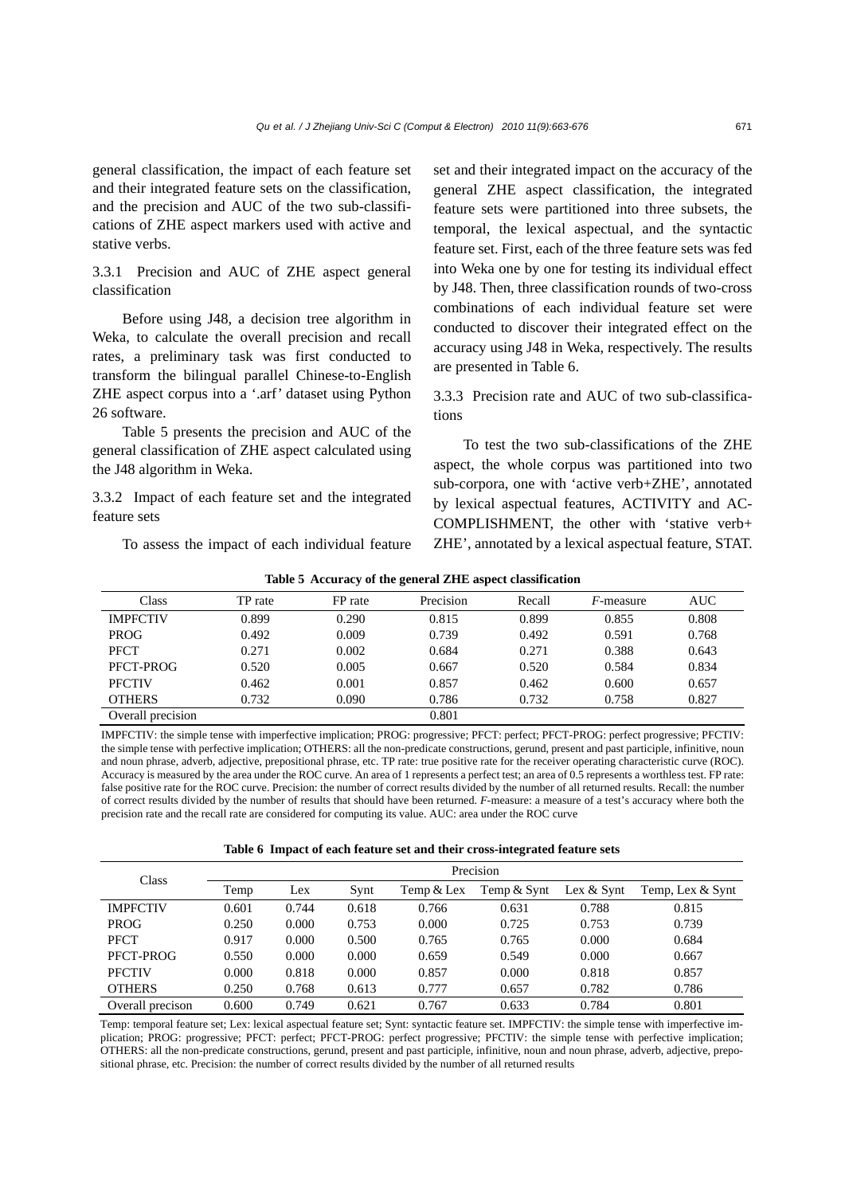general classification, the impact of each feature set and their integrated feature sets on the classification, and the precision and AUC of the two sub-classifications of ZHE aspect markers used with active and stative verbs.

### 3.3.1 Precision and AUC of ZHE aspect general classification

Before using J48, a decision tree algorithm in Weka, to calculate the overall precision and recall rates, a preliminary task was first conducted to transform the bilingual parallel Chinese-to-English ZHE aspect corpus into a '.arf' dataset using Python 26 software.

Table 5 presents the precision and AUC of the general classification of ZHE aspect calculated using the J48 algorithm in Weka.

### 3.3.2 Impact of each feature set and the integrated feature sets

To assess the impact of each individual feature set and their integrated impact on the accuracy of the general ZHE aspect classification, the integrated feature sets were partitioned into three subsets, the temporal, the lexical aspectual, and the syntactic feature set. First, each of the three feature sets was fed into Weka one by one for testing its individual effect by J48. Then, three classification rounds of two-cross combinations of each individual feature set were conducted to discover their integrated effect on the accuracy using J48 in Weka, respectively. The results are presented in Table 6.

### 3.3.3 Precision rate and AUC of two sub-classifications

To test the two sub-classifications of the ZHE aspect, the whole corpus was partitioned into two sub-corpora, one with 'active verb+ZHE', annotated by lexical aspectual features, ACTIVITY and ACCOMPLISHMENT, the other with 'stative verb+ZHE', annotated by a lexical aspectual feature, STAT.

**Table 5 Accuracy of the general ZHE aspect classification**

| Class | TP rate | FP rate | Precision | Recall | *F*-measure | AUC |
|---|---|---|---|---|---|---|
| IMPFCTIV | 0.899 | 0.290 | 0.815 | 0.899 | 0.855 | 0.808 |
| PROG | 0.492 | 0.009 | 0.739 | 0.492 | 0.591 | 0.768 |
| PFCT | 0.271 | 0.002 | 0.684 | 0.271 | 0.388 | 0.643 |
| PFCT-PROG | 0.520 | 0.005 | 0.667 | 0.520 | 0.584 | 0.834 |
| PFCTIV | 0.462 | 0.001 | 0.857 | 0.462 | 0.600 | 0.657 |
| OTHERS | 0.732 | 0.090 | 0.786 | 0.732 | 0.758 | 0.827 |
| Overall precision | | | 0.801 | | | |

IMPFCTIV: the simple tense with imperfective implication; PROG: progressive; PFCT: perfect; PFCT-PROG: perfect progressive; PFCTIV: the simple tense with perfective implication; OTHERS: all the non-predicate constructions, gerund, present and past participle, infinitive, noun and noun phrase, adverb, adjective, prepositional phrase, etc. TP rate: true positive rate for the receiver operating characteristic curve (ROC). Accuracy is measured by the area under the ROC curve. An area of 1 represents a perfect test; an area of 0.5 represents a worthless test. FP rate: false positive rate for the ROC curve. Precision: the number of correct results divided by the number of all returned results. Recall: the number of correct results divided by the number of results that should have been returned. *F*-measure: a measure of a test's accuracy where both the precision rate and the recall rate are considered for computing its value. AUC: area under the ROC curve

**Table 6 Impact of each feature set and their cross-integrated feature sets**

| Class | Precision | | | | | | |
|---|---|---|---|---|---|---|---|
| | Temp | Lex | Synt | Temp & Lex | Temp & Synt | Lex & Synt | Temp, Lex & Synt |
| IMPFCTIV | 0.601 | 0.744 | 0.618 | 0.766 | 0.631 | 0.788 | 0.815 |
| PROG | 0.250 | 0.000 | 0.753 | 0.000 | 0.725 | 0.753 | 0.739 |
| PFCT | 0.917 | 0.000 | 0.500 | 0.765 | 0.765 | 0.000 | 0.684 |
| PFCT-PROG | 0.550 | 0.000 | 0.000 | 0.659 | 0.549 | 0.000 | 0.667 |
| PFCTIV | 0.000 | 0.818 | 0.000 | 0.857 | 0.000 | 0.818 | 0.857 |
| OTHERS | 0.250 | 0.768 | 0.613 | 0.777 | 0.657 | 0.782 | 0.786 |
| Overall precison | 0.600 | 0.749 | 0.621 | 0.767 | 0.633 | 0.784 | 0.801 |

Temp: temporal feature set; Lex: lexical aspectual feature set; Synt: syntactic feature set. IMPFCTIV: the simple tense with imperfective implication; PROG: progressive; PFCT: perfect; PFCT-PROG: perfect progressive; PFCTIV: the simple tense with perfective implication; OTHERS: all the non-predicate constructions, gerund, present and past participle, infinitive, noun and noun phrase, adverb, adjective, prepositional phrase, etc. Precision: the number of correct results divided by the number of all returned results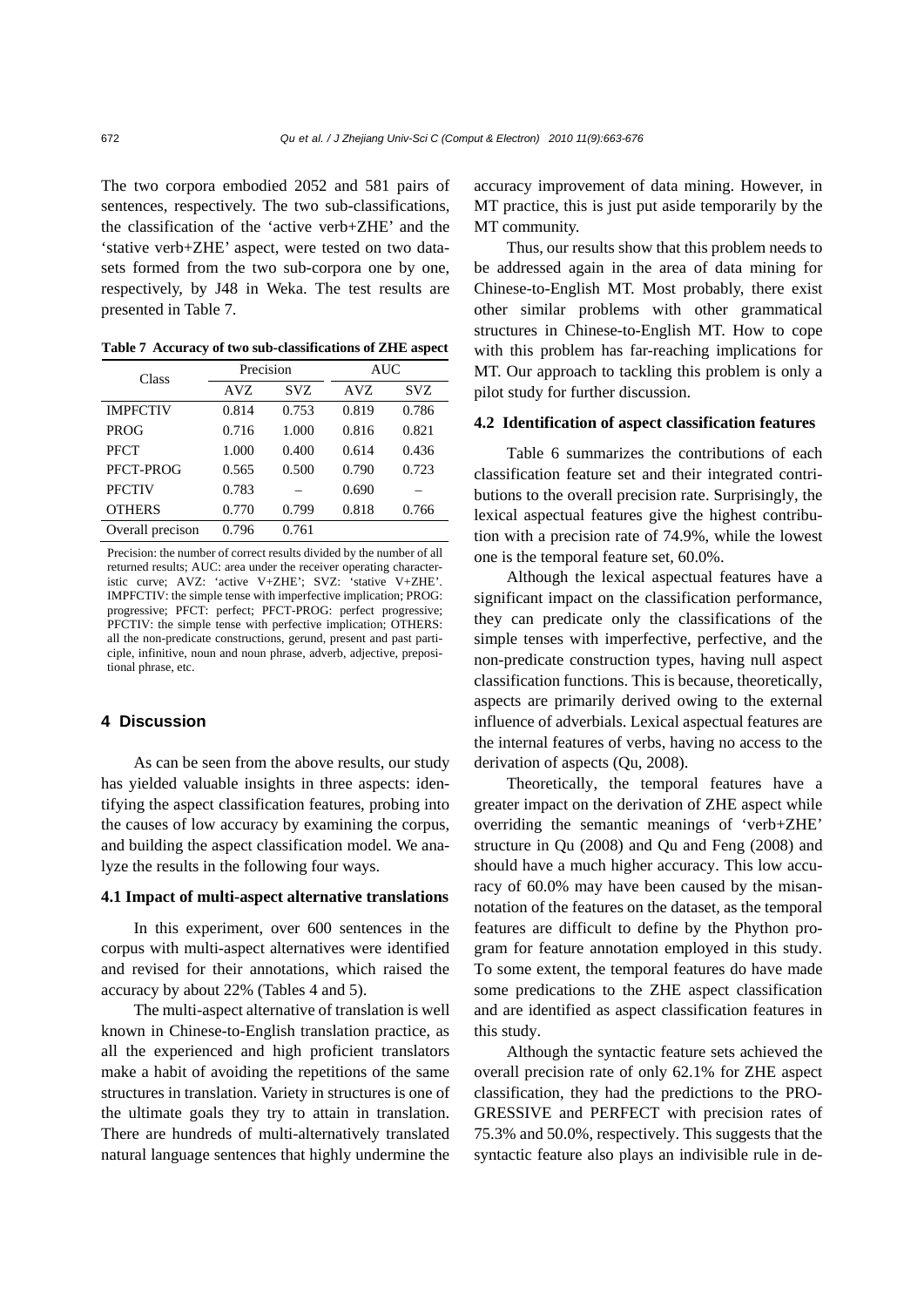The two corpora embodied 2052 and 581 pairs of sentences, respectively. The two sub-classifications, the classification of the 'active verb+ZHE' and the 'stative verb+ZHE' aspect, were tested on two datasets formed from the two sub-corpora one by one, respectively, by J48 in Weka. The test results are presented in Table 7.

**Table 7 Accuracy of two sub-classifications of ZHE aspect**

| Class | Precision | | AUC | |
|---|---|---|---|---|
| | AVZ | SVZ | AVZ | SVZ |
| IMPFCTIV | 0.814 | 0.753 | 0.819 | 0.786 |
| PROG | 0.716 | 1.000 | 0.816 | 0.821 |
| PFCT | 1.000 | 0.400 | 0.614 | 0.436 |
| PFCT-PROG | 0.565 | 0.500 | 0.790 | 0.723 |
| PFCTIV | 0.783 | – | 0.690 | – |
| OTHERS | 0.770 | 0.799 | 0.818 | 0.766 |
| Overall precison | 0.796 | 0.761 | | |

Precision: the number of correct results divided by the number of all returned results; AUC: area under the receiver operating characteristic curve; AVZ: 'active V+ZHE'; SVZ: 'stative V+ZHE'. IMPFCTIV: the simple tense with imperfective implication; PROG: progressive; PFCT: perfect; PFCT-PROG: perfect progressive; PFCTIV: the simple tense with perfective implication; OTHERS: all the non-predicate constructions, gerund, present and past participle, infinitive, noun and noun phrase, adverb, adjective, prepositional phrase, etc.

## 4 Discussion

As can be seen from the above results, our study has yielded valuable insights in three aspects: identifying the aspect classification features, probing into the causes of low accuracy by examining the corpus, and building the aspect classification model. We analyze the results in the following four ways.

### 4.1 Impact of multi-aspect alternative translations

In this experiment, over 600 sentences in the corpus with multi-aspect alternatives were identified and revised for their annotations, which raised the accuracy by about 22% (Tables 4 and 5).

The multi-aspect alternative of translation is well known in Chinese-to-English translation practice, as all the experienced and high proficient translators make a habit of avoiding the repetitions of the same structures in translation. Variety in structures is one of the ultimate goals they try to attain in translation. There are hundreds of multi-alternatively translated natural language sentences that highly undermine the accuracy improvement of data mining. However, in MT practice, this is just put aside temporarily by the MT community.

Thus, our results show that this problem needs to be addressed again in the area of data mining for Chinese-to-English MT. Most probably, there exist other similar problems with other grammatical structures in Chinese-to-English MT. How to cope with this problem has far-reaching implications for MT. Our approach to tackling this problem is only a pilot study for further discussion.

### 4.2 Identification of aspect classification features

Table 6 summarizes the contributions of each classification feature set and their integrated contributions to the overall precision rate. Surprisingly, the lexical aspectual features give the highest contribution with a precision rate of 74.9%, while the lowest one is the temporal feature set, 60.0%.

Although the lexical aspectual features have a significant impact on the classification performance, they can predicate only the classifications of the simple tenses with imperfective, perfective, and the non-predicate construction types, having null aspect classification functions. This is because, theoretically, aspects are primarily derived owing to the external influence of adverbials. Lexical aspectual features are the internal features of verbs, having no access to the derivation of aspects (Qu, 2008).

Theoretically, the temporal features have a greater impact on the derivation of ZHE aspect while overriding the semantic meanings of 'verb+ZHE' structure in Qu (2008) and Qu and Feng (2008) and should have a much higher accuracy. This low accuracy of 60.0% may have been caused by the misannotation of the features on the dataset, as the temporal features are difficult to define by the Phython program for feature annotation employed in this study. To some extent, the temporal features do have made some predications to the ZHE aspect classification and are identified as aspect classification features in this study.

Although the syntactic feature sets achieved the overall precision rate of only 62.1% for ZHE aspect classification, they had the predictions to the PROGRESSIVE and PERFECT with precision rates of 75.3% and 50.0%, respectively. This suggests that the syntactic feature also plays an indivisible rule in de-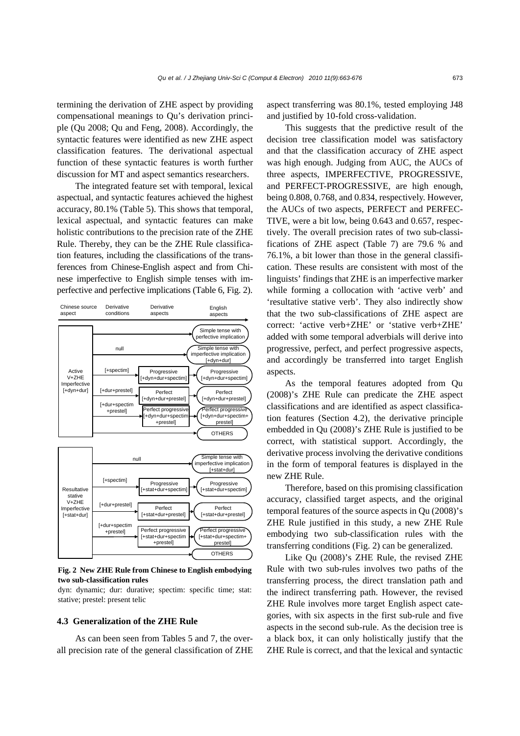termining the derivation of ZHE aspect by providing compensational meanings to Qu's derivation principle (Qu 2008; Qu and Feng, 2008). Accordingly, the syntactic features were identified as new ZHE aspect classification features. The derivational aspectual function of these syntactic features is worth further discussion for MT and aspect semantics researchers.

The integrated feature set with temporal, lexical aspectual, and syntactic features achieved the highest accuracy, 80.1% (Table 5). This shows that temporal, lexical aspectual, and syntactic features can make holistic contributions to the precision rate of the ZHE Rule. Thereby, they can be the ZHE Rule classification features, including the classifications of the transferences from Chinese-English aspect and from Chinese imperfective to English simple tenses with imperfective and perfective implications (Table 6, Fig. 2).

**Fig. 2 New ZHE Rule from Chinese to English embodying two sub-classification rules**

dyn: dynamic; dur: durative; spectim: specific time; stat: stative; prestel: present telic

## 4.3 Generalization of the ZHE Rule

As can been seen from Tables 5 and 7, the overall precision rate of the general classification of ZHE aspect transferring was 80.1%, tested employing J48 and justified by 10-fold cross-validation.

This suggests that the predictive result of the decision tree classification model was satisfactory and that the classification accuracy of ZHE aspect was high enough. Judging from AUC, the AUCs of three aspects, IMPERFECTIVE, PROGRESSIVE, and PERFECT-PROGRESSIVE, are high enough, being 0.808, 0.768, and 0.834, respectively. However, the AUCs of two aspects, PERFECT and PERFECTIVE, were a bit low, being 0.643 and 0.657, respectively. The overall precision rates of two sub-classifications of ZHE aspect (Table 7) are 79.6 % and 76.1%, a bit lower than those in the general classification. These results are consistent with most of the linguists' findings that ZHE is an imperfective marker while forming a collocation with 'active verb' and 'resultative stative verb'. They also indirectly show that the two sub-classifications of ZHE aspect are correct: 'active verb+ZHE' or 'stative verb+ZHE' added with some temporal adverbials will derive into progressive, perfect, and perfect progressive aspects, and accordingly be transferred into target English aspects.

As the temporal features adopted from Qu (2008)'s ZHE Rule can predicate the ZHE aspect classifications and are identified as aspect classification features (Section 4.2), the derivative principle embedded in Qu (2008)'s ZHE Rule is justified to be correct, with statistical support. Accordingly, the derivative process involving the derivative conditions in the form of temporal features is displayed in the new ZHE Rule.

Therefore, based on this promising classification accuracy, classified target aspects, and the original temporal features of the source aspects in Qu (2008)'s ZHE Rule justified in this study, a new ZHE Rule embodying two sub-classification rules with the transferring conditions (Fig. 2) can be generalized.

Like Qu (2008)'s ZHE Rule, the revised ZHE Rule with two sub-rules involves two paths of the transferring process, the direct translation path and the indirect transferring path. However, the revised ZHE Rule involves more target English aspect categories, with six aspects in the first sub-rule and five aspects in the second sub-rule. As the decision tree is a black box, it can only holistically justify that the ZHE Rule is correct, and that the lexical and syntactic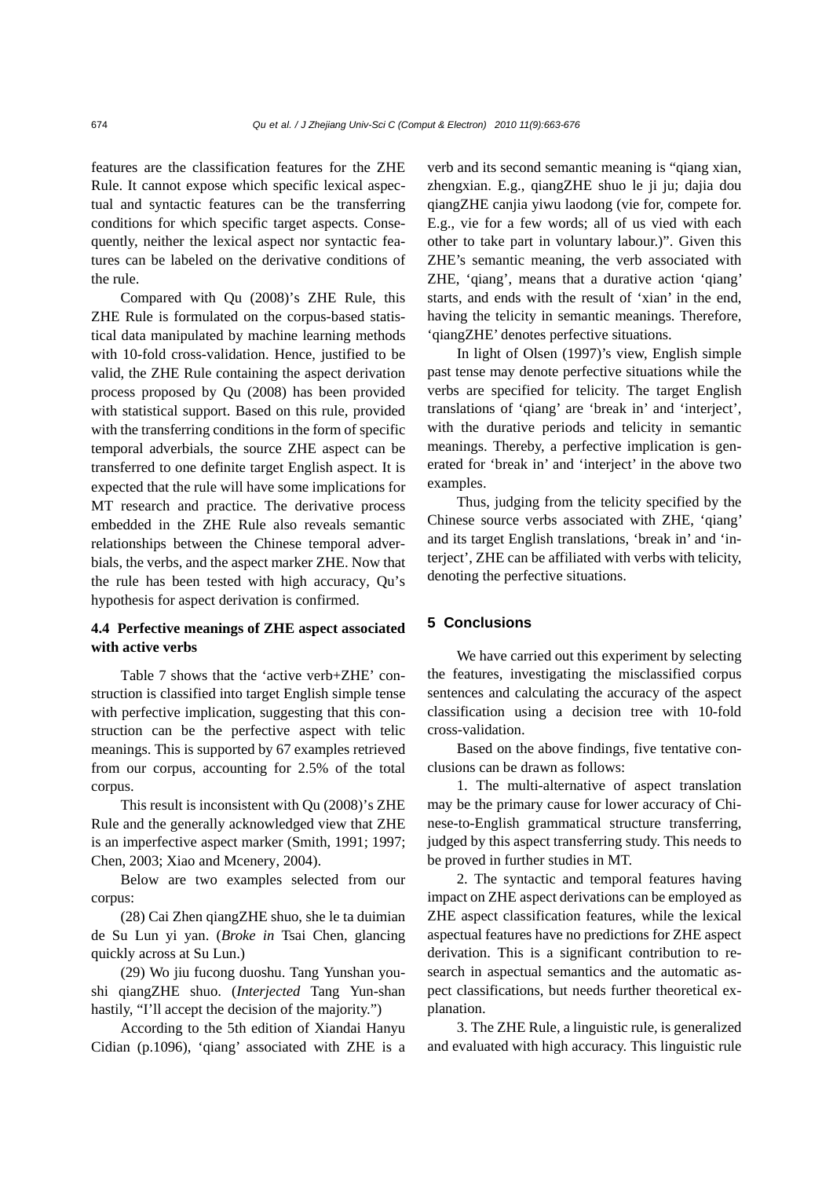features are the classification features for the ZHE Rule. It cannot expose which specific lexical aspectual and syntactic features can be the transferring conditions for which specific target aspects. Consequently, neither the lexical aspect nor syntactic features can be labeled on the derivative conditions of the rule.

Compared with Qu (2008)'s ZHE Rule, this ZHE Rule is formulated on the corpus-based statistical data manipulated by machine learning methods with 10-fold cross-validation. Hence, justified to be valid, the ZHE Rule containing the aspect derivation process proposed by Qu (2008) has been provided with statistical support. Based on this rule, provided with the transferring conditions in the form of specific temporal adverbials, the source ZHE aspect can be transferred to one definite target English aspect. It is expected that the rule will have some implications for MT research and practice. The derivative process embedded in the ZHE Rule also reveals semantic relationships between the Chinese temporal adverbials, the verbs, and the aspect marker ZHE. Now that the rule has been tested with high accuracy, Qu's hypothesis for aspect derivation is confirmed.

### 4.4 Perfective meanings of ZHE aspect associated with active verbs

Table 7 shows that the 'active verb+ZHE' construction is classified into target English simple tense with perfective implication, suggesting that this construction can be the perfective aspect with telic meanings. This is supported by 67 examples retrieved from our corpus, accounting for 2.5% of the total corpus.

This result is inconsistent with Qu (2008)'s ZHE Rule and the generally acknowledged view that ZHE is an imperfective aspect marker (Smith, 1991; 1997; Chen, 2003; Xiao and Mcenery, 2004).

Below are two examples selected from our corpus:

(28) Cai Zhen qiangZHE shuo, she le ta duimian de Su Lun yi yan. (*Broke in* Tsai Chen, glancing quickly across at Su Lun.)

(29) Wo jiu fucong duoshu. Tang Yunshan youshi qiangZHE shuo. (*Interjected* Tang Yun-shan hastily, "I'll accept the decision of the majority.")

According to the 5th edition of Xiandai Hanyu Cidian (p.1096), 'qiang' associated with ZHE is a verb and its second semantic meaning is "qiang xian, zhengxian. E.g., qiangZHE shuo le ji ju; dajia dou qiangZHE canjia yiwu laodong (vie for, compete for. E.g., vie for a few words; all of us vied with each other to take part in voluntary labour.)". Given this ZHE's semantic meaning, the verb associated with ZHE, 'qiang', means that a durative action 'qiang' starts, and ends with the result of 'xian' in the end, having the telicity in semantic meanings. Therefore, 'qiangZHE' denotes perfective situations.

In light of Olsen (1997)'s view, English simple past tense may denote perfective situations while the verbs are specified for telicity. The target English translations of 'qiang' are 'break in' and 'interject', with the durative periods and telicity in semantic meanings. Thereby, a perfective implication is generated for 'break in' and 'interject' in the above two examples.

Thus, judging from the telicity specified by the Chinese source verbs associated with ZHE, 'qiang' and its target English translations, 'break in' and 'interject', ZHE can be affiliated with verbs with telicity, denoting the perfective situations.

## 5 Conclusions

We have carried out this experiment by selecting the features, investigating the misclassified corpus sentences and calculating the accuracy of the aspect classification using a decision tree with 10-fold cross-validation.

Based on the above findings, five tentative conclusions can be drawn as follows:

1. The multi-alternative of aspect translation may be the primary cause for lower accuracy of Chinese-to-English grammatical structure transferring, judged by this aspect transferring study. This needs to be proved in further studies in MT.

2. The syntactic and temporal features having impact on ZHE aspect derivations can be employed as ZHE aspect classification features, while the lexical aspectual features have no predictions for ZHE aspect derivation. This is a significant contribution to research in aspectual semantics and the automatic aspect classifications, but needs further theoretical explanation.

3. The ZHE Rule, a linguistic rule, is generalized and evaluated with high accuracy. This linguistic rule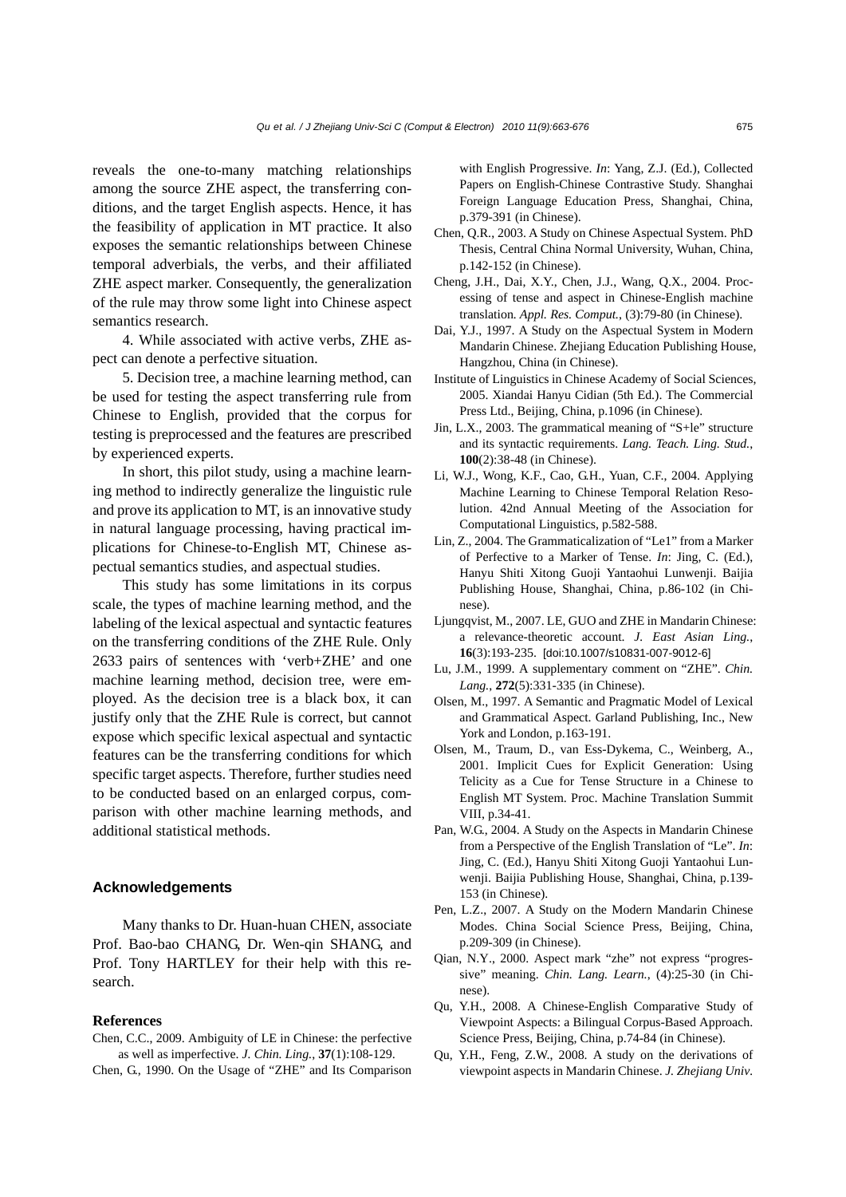reveals the one-to-many matching relationships among the source ZHE aspect, the transferring conditions, and the target English aspects. Hence, it has the feasibility of application in MT practice. It also exposes the semantic relationships between Chinese temporal adverbials, the verbs, and their affiliated ZHE aspect marker. Consequently, the generalization of the rule may throw some light into Chinese aspect semantics research.

4. While associated with active verbs, ZHE aspect can denote a perfective situation.

5. Decision tree, a machine learning method, can be used for testing the aspect transferring rule from Chinese to English, provided that the corpus for testing is preprocessed and the features are prescribed by experienced experts.

In short, this pilot study, using a machine learning method to indirectly generalize the linguistic rule and prove its application to MT, is an innovative study in natural language processing, having practical implications for Chinese-to-English MT, Chinese aspectual semantics studies, and aspectual studies.

This study has some limitations in its corpus scale, the types of machine learning method, and the labeling of the lexical aspectual and syntactic features on the transferring conditions of the ZHE Rule. Only 2633 pairs of sentences with 'verb+ZHE' and one machine learning method, decision tree, were employed. As the decision tree is a black box, it can justify only that the ZHE Rule is correct, but cannot expose which specific lexical aspectual and syntactic features can be the transferring conditions for which specific target aspects. Therefore, further studies need to be conducted based on an enlarged corpus, comparison with other machine learning methods, and additional statistical methods.

## Acknowledgements

Many thanks to Dr. Huan-huan CHEN, associate Prof. Bao-bao CHANG, Dr. Wen-qin SHANG, and Prof. Tony HARTLEY for their help with this research.

## References

Chen, C.C., 2009. Ambiguity of LE in Chinese: the perfective as well as imperfective. *J. Chin. Ling.*, **37**(1):108-129.

Chen, G., 1990. On the Usage of "ZHE" and Its Comparison with English Progressive. *In*: Yang, Z.J. (Ed.), Collected Papers on English-Chinese Contrastive Study. Shanghai Foreign Language Education Press, Shanghai, China, p.379-391 (in Chinese).

Chen, Q.R., 2003. A Study on Chinese Aspectual System. PhD Thesis, Central China Normal University, Wuhan, China, p.142-152 (in Chinese).

Cheng, J.H., Dai, X.Y., Chen, J.J., Wang, Q.X., 2004. Processing of tense and aspect in Chinese-English machine translation. *Appl. Res. Comput.*, (3):79-80 (in Chinese).

Dai, Y.J., 1997. A Study on the Aspectual System in Modern Mandarin Chinese. Zhejiang Education Publishing House, Hangzhou, China (in Chinese).

Institute of Linguistics in Chinese Academy of Social Sciences, 2005. Xiandai Hanyu Cidian (5th Ed.). The Commercial Press Ltd., Beijing, China, p.1096 (in Chinese).

Jin, L.X., 2003. The grammatical meaning of "S+le" structure and its syntactic requirements. *Lang. Teach. Ling. Stud.*, **100**(2):38-48 (in Chinese).

Li, W.J., Wong, K.F., Cao, G.H., Yuan, C.F., 2004. Applying Machine Learning to Chinese Temporal Relation Resolution. 42nd Annual Meeting of the Association for Computational Linguistics, p.582-588.

Lin, Z., 2004. The Grammaticalization of "Le1" from a Marker of Perfective to a Marker of Tense. *In*: Jing, C. (Ed.), Hanyu Shiti Xitong Guoji Yantaohui Lunwenji. Baijia Publishing House, Shanghai, China, p.86-102 (in Chinese).

Ljungqvist, M., 2007. LE, GUO and ZHE in Mandarin Chinese: a relevance-theoretic account. *J. East Asian Ling.*, **16**(3):193-235. [doi:10.1007/s10831-007-9012-6]

Lu, J.M., 1999. A supplementary comment on "ZHE". *Chin. Lang.*, **272**(5):331-335 (in Chinese).

Olsen, M., 1997. A Semantic and Pragmatic Model of Lexical and Grammatical Aspect. Garland Publishing, Inc., New York and London, p.163-191.

Olsen, M., Traum, D., van Ess-Dykema, C., Weinberg, A., 2001. Implicit Cues for Explicit Generation: Using Telicity as a Cue for Tense Structure in a Chinese to English MT System. Proc. Machine Translation Summit VIII, p.34-41.

Pan, W.G., 2004. A Study on the Aspects in Mandarin Chinese from a Perspective of the English Translation of "Le". *In*: Jing, C. (Ed.), Hanyu Shiti Xitong Guoji Yantaohui Lunwenji. Baijia Publishing House, Shanghai, China, p.139-153 (in Chinese).

Pen, L.Z., 2007. A Study on the Modern Mandarin Chinese Modes. China Social Science Press, Beijing, China, p.209-309 (in Chinese).

Qian, N.Y., 2000. Aspect mark "zhe" not express "progressive" meaning. *Chin. Lang. Learn.*, (4):25-30 (in Chinese).

Qu, Y.H., 2008. A Chinese-English Comparative Study of Viewpoint Aspects: a Bilingual Corpus-Based Approach. Science Press, Beijing, China, p.74-84 (in Chinese).

Qu, Y.H., Feng, Z.W., 2008. A study on the derivations of viewpoint aspects in Mandarin Chinese. *J. Zhejiang Univ.*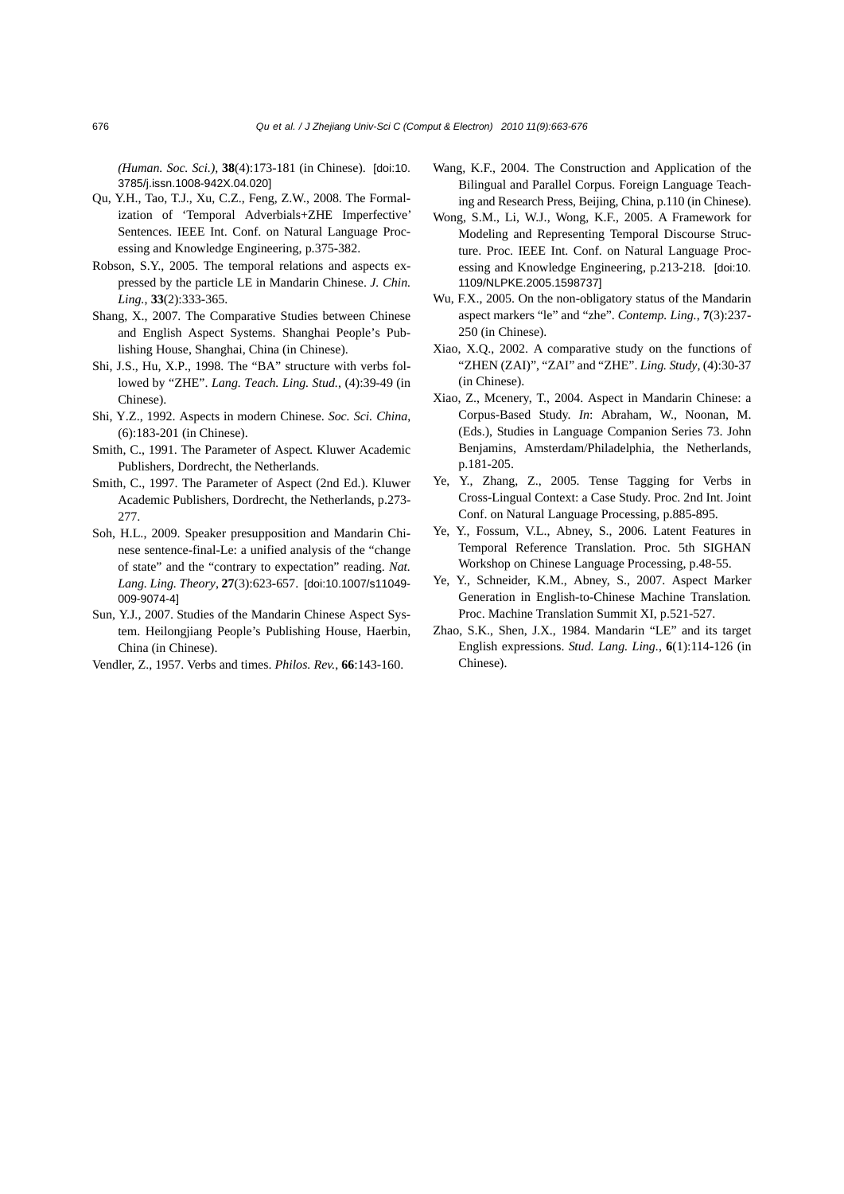*(Human. Soc. Sci.)*, **38**(4):173-181 (in Chinese). [doi:10.3785/j.issn.1008-942X.04.020]

Qu, Y.H., Tao, T.J., Xu, C.Z., Feng, Z.W., 2008. The Formalization of 'Temporal Adverbials+ZHE Imperfective' Sentences. IEEE Int. Conf. on Natural Language Processing and Knowledge Engineering, p.375-382.

Robson, S.Y., 2005. The temporal relations and aspects expressed by the particle LE in Mandarin Chinese. *J. Chin. Ling.*, **33**(2):333-365.

Shang, X., 2007. The Comparative Studies between Chinese and English Aspect Systems. Shanghai People's Publishing House, Shanghai, China (in Chinese).

Shi, J.S., Hu, X.P., 1998. The "BA" structure with verbs followed by "ZHE". *Lang. Teach. Ling. Stud.*, (4):39-49 (in Chinese).

Shi, Y.Z., 1992. Aspects in modern Chinese. *Soc. Sci. China*, (6):183-201 (in Chinese).

Smith, C., 1991. The Parameter of Aspect. Kluwer Academic Publishers, Dordrecht, the Netherlands.

Smith, C., 1997. The Parameter of Aspect (2nd Ed.). Kluwer Academic Publishers, Dordrecht, the Netherlands, p.273-277.

Soh, H.L., 2009. Speaker presupposition and Mandarin Chinese sentence-final-Le: a unified analysis of the "change of state" and the "contrary to expectation" reading. *Nat. Lang. Ling. Theory*, **27**(3):623-657. [doi:10.1007/s11049-009-9074-4]

Sun, Y.J., 2007. Studies of the Mandarin Chinese Aspect System. Heilongjiang People's Publishing House, Haerbin, China (in Chinese).

Vendler, Z., 1957. Verbs and times. *Philos. Rev.*, **66**:143-160.

Wang, K.F., 2004. The Construction and Application of the Bilingual and Parallel Corpus. Foreign Language Teaching and Research Press, Beijing, China, p.110 (in Chinese).

Wong, S.M., Li, W.J., Wong, K.F., 2005. A Framework for Modeling and Representing Temporal Discourse Structure. Proc. IEEE Int. Conf. on Natural Language Processing and Knowledge Engineering, p.213-218. [doi:10.1109/NLPKE.2005.1598737]

Wu, F.X., 2005. On the non-obligatory status of the Mandarin aspect markers "le" and "zhe". *Contemp. Ling.*, **7**(3):237-250 (in Chinese).

Xiao, X.Q., 2002. A comparative study on the functions of "ZHEN (ZAI)", "ZAI" and "ZHE". *Ling. Study*, (4):30-37 (in Chinese).

Xiao, Z., Mcenery, T., 2004. Aspect in Mandarin Chinese: a Corpus-Based Study. *In*: Abraham, W., Noonan, M. (Eds.), Studies in Language Companion Series 73. John Benjamins, Amsterdam/Philadelphia, the Netherlands, p.181-205.

Ye, Y., Zhang, Z., 2005. Tense Tagging for Verbs in Cross-Lingual Context: a Case Study. Proc. 2nd Int. Joint Conf. on Natural Language Processing, p.885-895.

Ye, Y., Fossum, V.L., Abney, S., 2006. Latent Features in Temporal Reference Translation. Proc. 5th SIGHAN Workshop on Chinese Language Processing, p.48-55.

Ye, Y., Schneider, K.M., Abney, S., 2007. Aspect Marker Generation in English-to-Chinese Machine Translation. Proc. Machine Translation Summit XI, p.521-527.

Zhao, S.K., Shen, J.X., 1984. Mandarin "LE" and its target English expressions. *Stud. Lang. Ling.*, **6**(1):114-126 (in Chinese).